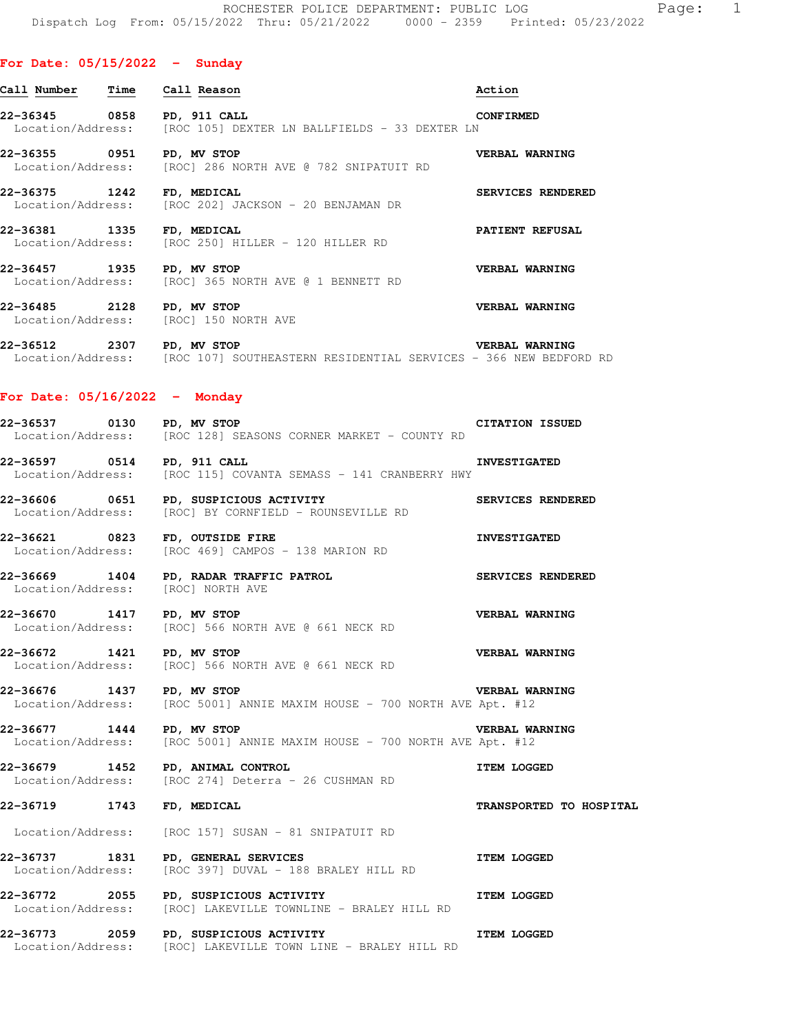ROCHESTER POLICE DEPARTMENT: PUBLIC LOG

Dispatch Log From: 05/15/2022 Thru: 05/21/2022 0000 - 2359 Printed: 05/23/2022

## For Date: 05/15/2022 - Sunday

| Call Number | Time | Call Reason | Action |
|---|---|---|---|
| 22-36345 | 0858 | PD, 911 CALL | CONFIRMED |
| Location/Address: | | [ROC 105] DEXTER LN BALLFIELDS - 33 DEXTER LN | |
| 22-36355 | 0951 | PD, MV STOP | VERBAL WARNING |
| Location/Address: | | [ROC] 286 NORTH AVE @ 782 SNIPATUIT RD | |
| 22-36375 | 1242 | FD, MEDICAL | SERVICES RENDERED |
| Location/Address: | | [ROC 202] JACKSON - 20 BENJAMAN DR | |
| 22-36381 | 1335 | FD, MEDICAL | PATIENT REFUSAL |
| Location/Address: | | [ROC 250] HILLER - 120 HILLER RD | |
| 22-36457 | 1935 | PD, MV STOP | VERBAL WARNING |
| Location/Address: | | [ROC] 365 NORTH AVE @ 1 BENNETT RD | |
| 22-36485 | 2128 | PD, MV STOP | VERBAL WARNING |
| Location/Address: | | [ROC] 150 NORTH AVE | |
| 22-36512 | 2307 | PD, MV STOP | VERBAL WARNING |
| Location/Address: | | [ROC 107] SOUTHEASTERN RESIDENTIAL SERVICES - 366 NEW BEDFORD RD | |

## For Date: 05/16/2022 - Monday

| Call Number | Time | Call Reason | Action |
|---|---|---|---|
| 22-36537 | 0130 | PD, MV STOP | CITATION ISSUED |
| Location/Address: | | [ROC 128] SEASONS CORNER MARKET - COUNTY RD | |
| 22-36597 | 0514 | PD, 911 CALL | INVESTIGATED |
| Location/Address: | | [ROC 115] COVANTA SEMASS - 141 CRANBERRY HWY | |
| 22-36606 | 0651 | PD, SUSPICIOUS ACTIVITY | SERVICES RENDERED |
| Location/Address: | | [ROC] BY CORNFIELD - ROUNSEVILLE RD | |
| 22-36621 | 0823 | FD, OUTSIDE FIRE | INVESTIGATED |
| Location/Address: | | [ROC 469] CAMPOS - 138 MARION RD | |
| 22-36669 | 1404 | PD, RADAR TRAFFIC PATROL | SERVICES RENDERED |
| Location/Address: | | [ROC] NORTH AVE | |
| 22-36670 | 1417 | PD, MV STOP | VERBAL WARNING |
| Location/Address: | | [ROC] 566 NORTH AVE @ 661 NECK RD | |
| 22-36672 | 1421 | PD, MV STOP | VERBAL WARNING |
| Location/Address: | | [ROC] 566 NORTH AVE @ 661 NECK RD | |
| 22-36676 | 1437 | PD, MV STOP | VERBAL WARNING |
| Location/Address: | | [ROC 5001] ANNIE MAXIM HOUSE - 700 NORTH AVE Apt. #12 | |
| 22-36677 | 1444 | PD, MV STOP | VERBAL WARNING |
| Location/Address: | | [ROC 5001] ANNIE MAXIM HOUSE - 700 NORTH AVE Apt. #12 | |
| 22-36679 | 1452 | PD, ANIMAL CONTROL | ITEM LOGGED |
| Location/Address: | | [ROC 274] Deterra - 26 CUSHMAN RD | |
| 22-36719 | 1743 | FD, MEDICAL | TRANSPORTED TO HOSPITAL |
| Location/Address: | | [ROC 157] SUSAN - 81 SNIPATUIT RD | |
| 22-36737 | 1831 | PD, GENERAL SERVICES | ITEM LOGGED |
| Location/Address: | | [ROC 397] DUVAL - 188 BRALEY HILL RD | |
| 22-36772 | 2055 | PD, SUSPICIOUS ACTIVITY | ITEM LOGGED |
| Location/Address: | | [ROC] LAKEVILLE TOWNLINE - BRALEY HILL RD | |
| 22-36773 | 2059 | PD, SUSPICIOUS ACTIVITY | ITEM LOGGED |
| Location/Address: | | [ROC] LAKEVILLE TOWN LINE - BRALEY HILL RD | |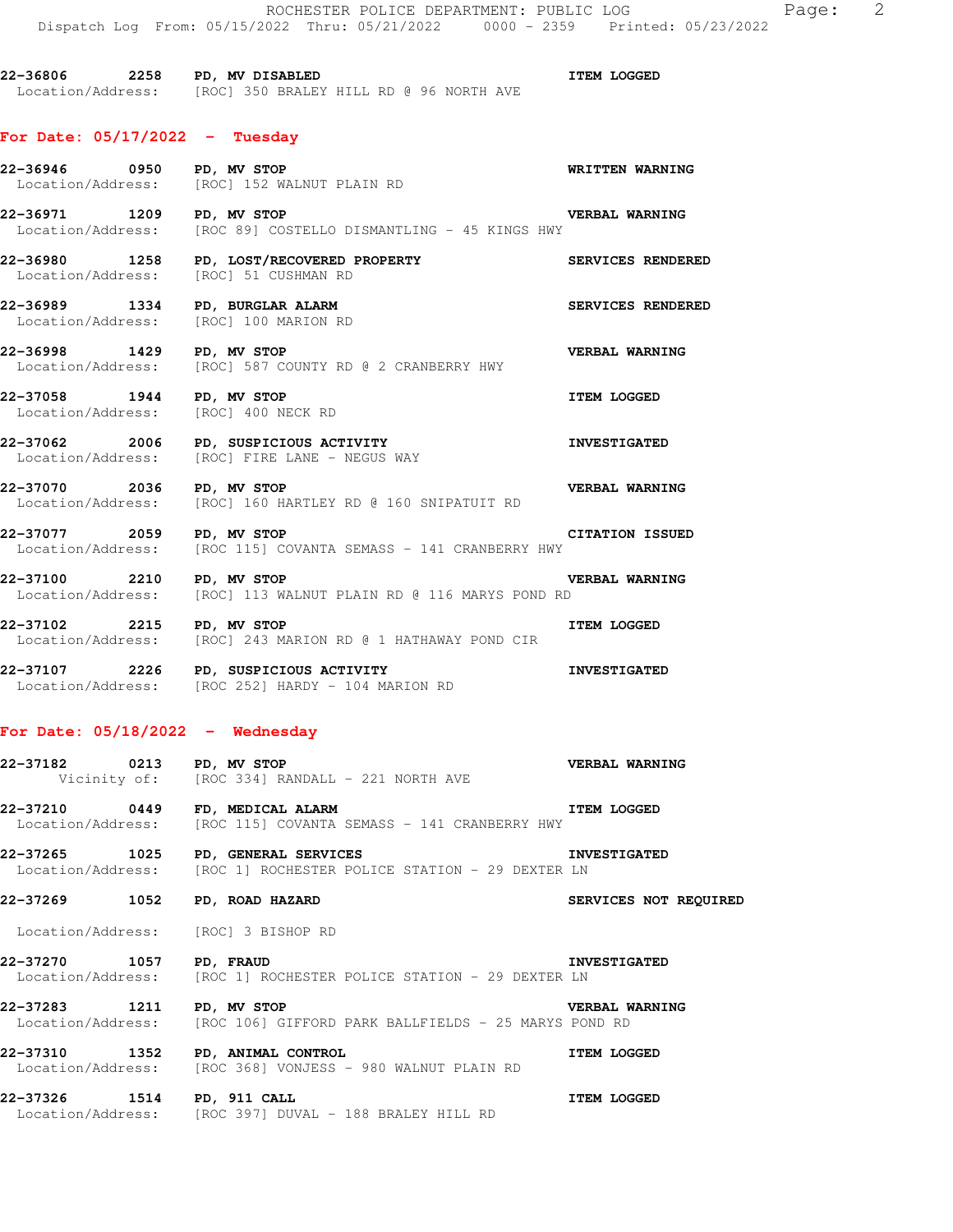22-36806 2258 PD, MV DISABLED ITEM LOGGED
Location/Address: [ROC] 350 BRALEY HILL RD @ 96 NORTH AVE

## For Date: 05/17/2022 - Tuesday

22-36946 0950 PD, MV STOP WRITTEN WARNING
Location/Address: [ROC] 152 WALNUT PLAIN RD

22-36971 1209 PD, MV STOP VERBAL WARNING
Location/Address: [ROC 89] COSTELLO DISMANTLING - 45 KINGS HWY

22-36980 1258 PD, LOST/RECOVERED PROPERTY SERVICES RENDERED
Location/Address: [ROC] 51 CUSHMAN RD

22-36989 1334 PD, BURGLAR ALARM SERVICES RENDERED
Location/Address: [ROC] 100 MARION RD

22-36998 1429 PD, MV STOP VERBAL WARNING
Location/Address: [ROC] 587 COUNTY RD @ 2 CRANBERRY HWY

22-37058 1944 PD, MV STOP ITEM LOGGED
Location/Address: [ROC] 400 NECK RD

22-37062 2006 PD, SUSPICIOUS ACTIVITY INVESTIGATED
Location/Address: [ROC] FIRE LANE - NEGUS WAY

22-37070 2036 PD, MV STOP VERBAL WARNING
Location/Address: [ROC] 160 HARTLEY RD @ 160 SNIPATUIT RD

22-37077 2059 PD, MV STOP CITATION ISSUED
Location/Address: [ROC 115] COVANTA SEMASS - 141 CRANBERRY HWY

22-37100 2210 PD, MV STOP VERBAL WARNING
Location/Address: [ROC] 113 WALNUT PLAIN RD @ 116 MARYS POND RD

22-37102 2215 PD, MV STOP ITEM LOGGED
Location/Address: [ROC] 243 MARION RD @ 1 HATHAWAY POND CIR

22-37107 2226 PD, SUSPICIOUS ACTIVITY INVESTIGATED
Location/Address: [ROC 252] HARDY - 104 MARION RD

## For Date: 05/18/2022 - Wednesday

22-37182 0213 PD, MV STOP VERBAL WARNING
Vicinity of: [ROC 334] RANDALL - 221 NORTH AVE

22-37210 0449 FD, MEDICAL ALARM ITEM LOGGED
Location/Address: [ROC 115] COVANTA SEMASS - 141 CRANBERRY HWY

22-37265 1025 PD, GENERAL SERVICES INVESTIGATED
Location/Address: [ROC 1] ROCHESTER POLICE STATION - 29 DEXTER LN

22-37269 1052 PD, ROAD HAZARD SERVICES NOT REQUIRED
Location/Address: [ROC] 3 BISHOP RD

22-37270 1057 PD, FRAUD INVESTIGATED
Location/Address: [ROC 1] ROCHESTER POLICE STATION - 29 DEXTER LN

22-37283 1211 PD, MV STOP VERBAL WARNING
Location/Address: [ROC 106] GIFFORD PARK BALLFIELDS - 25 MARYS POND RD

22-37310 1352 PD, ANIMAL CONTROL ITEM LOGGED
Location/Address: [ROC 368] VONJESS - 980 WALNUT PLAIN RD

22-37326 1514 PD, 911 CALL ITEM LOGGED
Location/Address: [ROC 397] DUVAL - 188 BRALEY HILL RD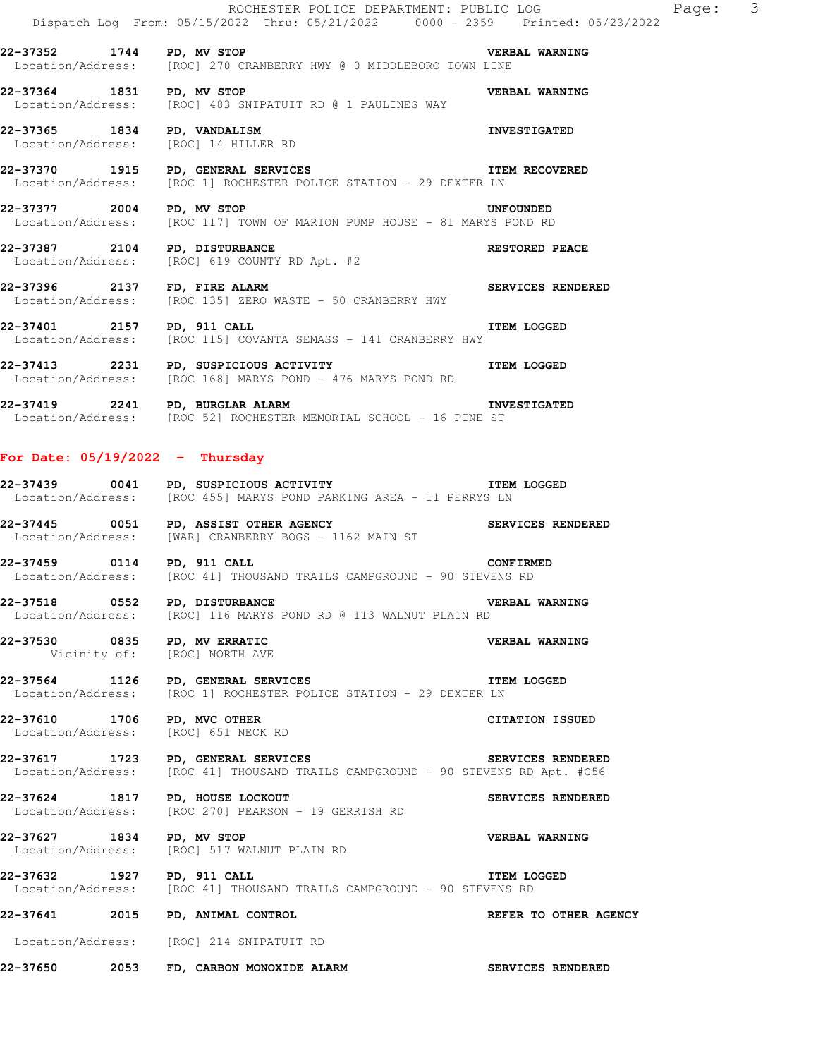**22-37352 1744 PD, MV STOP** **VERBAL WARNING**
Location/Address: [ROC] 270 CRANBERRY HWY @ 0 MIDDLEBORO TOWN LINE

**22-37364 1831 PD, MV STOP** **VERBAL WARNING**
Location/Address: [ROC] 483 SNIPATUIT RD @ 1 PAULINES WAY

**22-37365 1834 PD, VANDALISM** **INVESTIGATED**
Location/Address: [ROC] 14 HILLER RD

**22-37370 1915 PD, GENERAL SERVICES** **ITEM RECOVERED**
Location/Address: [ROC 1] ROCHESTER POLICE STATION - 29 DEXTER LN

**22-37377 2004 PD, MV STOP** **UNFOUNDED**
Location/Address: [ROC 117] TOWN OF MARION PUMP HOUSE - 81 MARYS POND RD

**22-37387 2104 PD, DISTURBANCE** **RESTORED PEACE**
Location/Address: [ROC] 619 COUNTY RD Apt. #2

**22-37396 2137 FD, FIRE ALARM** **SERVICES RENDERED**
Location/Address: [ROC 135] ZERO WASTE - 50 CRANBERRY HWY

**22-37401 2157 PD, 911 CALL** **ITEM LOGGED**
Location/Address: [ROC 115] COVANTA SEMASS - 141 CRANBERRY HWY

**22-37413 2231 PD, SUSPICIOUS ACTIVITY** **ITEM LOGGED**
Location/Address: [ROC 168] MARYS POND - 476 MARYS POND RD

**22-37419 2241 PD, BURGLAR ALARM** **INVESTIGATED**
Location/Address: [ROC 52] ROCHESTER MEMORIAL SCHOOL - 16 PINE ST

## For Date: 05/19/2022 - Thursday

**22-37439 0041 PD, SUSPICIOUS ACTIVITY** **ITEM LOGGED**
Location/Address: [ROC 455] MARYS POND PARKING AREA - 11 PERRYS LN

**22-37445 0051 PD, ASSIST OTHER AGENCY** **SERVICES RENDERED**
Location/Address: [WAR] CRANBERRY BOGS - 1162 MAIN ST

**22-37459 0114 PD, 911 CALL** **CONFIRMED**
Location/Address: [ROC 41] THOUSAND TRAILS CAMPGROUND - 90 STEVENS RD

**22-37518 0552 PD, DISTURBANCE** **VERBAL WARNING**
Location/Address: [ROC] 116 MARYS POND RD @ 113 WALNUT PLAIN RD

**22-37530 0835 PD, MV ERRATIC** **VERBAL WARNING**
Vicinity of: [ROC] NORTH AVE

**22-37564 1126 PD, GENERAL SERVICES** **ITEM LOGGED**
Location/Address: [ROC 1] ROCHESTER POLICE STATION - 29 DEXTER LN

**22-37610 1706 PD, MVC OTHER** **CITATION ISSUED**
Location/Address: [ROC] 651 NECK RD

**22-37617 1723 PD, GENERAL SERVICES** **SERVICES RENDERED**
Location/Address: [ROC 41] THOUSAND TRAILS CAMPGROUND - 90 STEVENS RD Apt. #C56

**22-37624 1817 PD, HOUSE LOCKOUT** **SERVICES RENDERED**
Location/Address: [ROC 270] PEARSON - 19 GERRISH RD

**22-37627 1834 PD, MV STOP** **VERBAL WARNING**
Location/Address: [ROC] 517 WALNUT PLAIN RD

**22-37632 1927 PD, 911 CALL** **ITEM LOGGED**
Location/Address: [ROC 41] THOUSAND TRAILS CAMPGROUND - 90 STEVENS RD

**22-37641 2015 PD, ANIMAL CONTROL** **REFER TO OTHER AGENCY**
Location/Address: [ROC] 214 SNIPATUIT RD

**22-37650 2053 FD, CARBON MONOXIDE ALARM** **SERVICES RENDERED**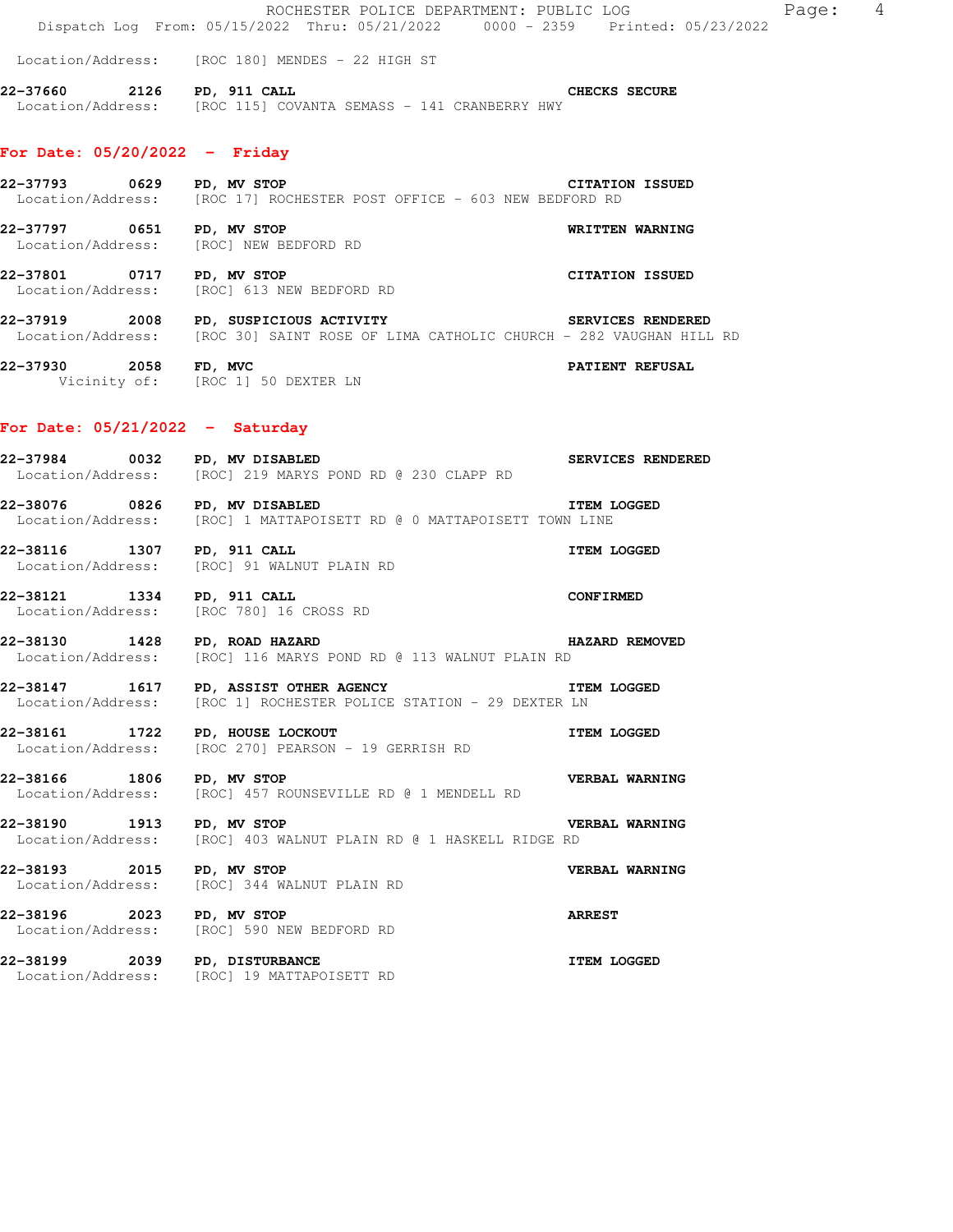Location/Address: [ROC 180] MENDES - 22 HIGH ST

**22-37660 2126 PD, 911 CALL** CHECKS SECURE
Location/Address: [ROC 115] COVANTA SEMASS - 141 CRANBERRY HWY

## For Date: 05/20/2022 - Friday

**22-37793 0629 PD, MV STOP** CITATION ISSUED
Location/Address: [ROC 17] ROCHESTER POST OFFICE - 603 NEW BEDFORD RD

**22-37797 0651 PD, MV STOP** WRITTEN WARNING
Location/Address: [ROC] NEW BEDFORD RD

**22-37801 0717 PD, MV STOP** CITATION ISSUED
Location/Address: [ROC] 613 NEW BEDFORD RD

**22-37919 2008 PD, SUSPICIOUS ACTIVITY** SERVICES RENDERED
Location/Address: [ROC 30] SAINT ROSE OF LIMA CATHOLIC CHURCH - 282 VAUGHAN HILL RD

**22-37930 2058 FD, MVC** PATIENT REFUSAL
Vicinity of: [ROC 1] 50 DEXTER LN

## For Date: 05/21/2022 - Saturday

**22-37984 0032 PD, MV DISABLED** SERVICES RENDERED
Location/Address: [ROC] 219 MARYS POND RD @ 230 CLAPP RD

**22-38076 0826 PD, MV DISABLED** ITEM LOGGED
Location/Address: [ROC] 1 MATTAPOISETT RD @ 0 MATTAPOISETT TOWN LINE

**22-38116 1307 PD, 911 CALL** ITEM LOGGED
Location/Address: [ROC] 91 WALNUT PLAIN RD

**22-38121 1334 PD, 911 CALL** CONFIRMED
Location/Address: [ROC 780] 16 CROSS RD

**22-38130 1428 PD, ROAD HAZARD** HAZARD REMOVED
Location/Address: [ROC] 116 MARYS POND RD @ 113 WALNUT PLAIN RD

**22-38147 1617 PD, ASSIST OTHER AGENCY** ITEM LOGGED
Location/Address: [ROC 1] ROCHESTER POLICE STATION - 29 DEXTER LN

**22-38161 1722 PD, HOUSE LOCKOUT** ITEM LOGGED
Location/Address: [ROC 270] PEARSON - 19 GERRISH RD

**22-38166 1806 PD, MV STOP** VERBAL WARNING
Location/Address: [ROC] 457 ROUNSEVILLE RD @ 1 MENDELL RD

**22-38190 1913 PD, MV STOP** VERBAL WARNING
Location/Address: [ROC] 403 WALNUT PLAIN RD @ 1 HASKELL RIDGE RD

**22-38193 2015 PD, MV STOP** VERBAL WARNING
Location/Address: [ROC] 344 WALNUT PLAIN RD

**22-38196 2023 PD, MV STOP** ARREST
Location/Address: [ROC] 590 NEW BEDFORD RD

**22-38199 2039 PD, DISTURBANCE** ITEM LOGGED
Location/Address: [ROC] 19 MATTAPOISETT RD